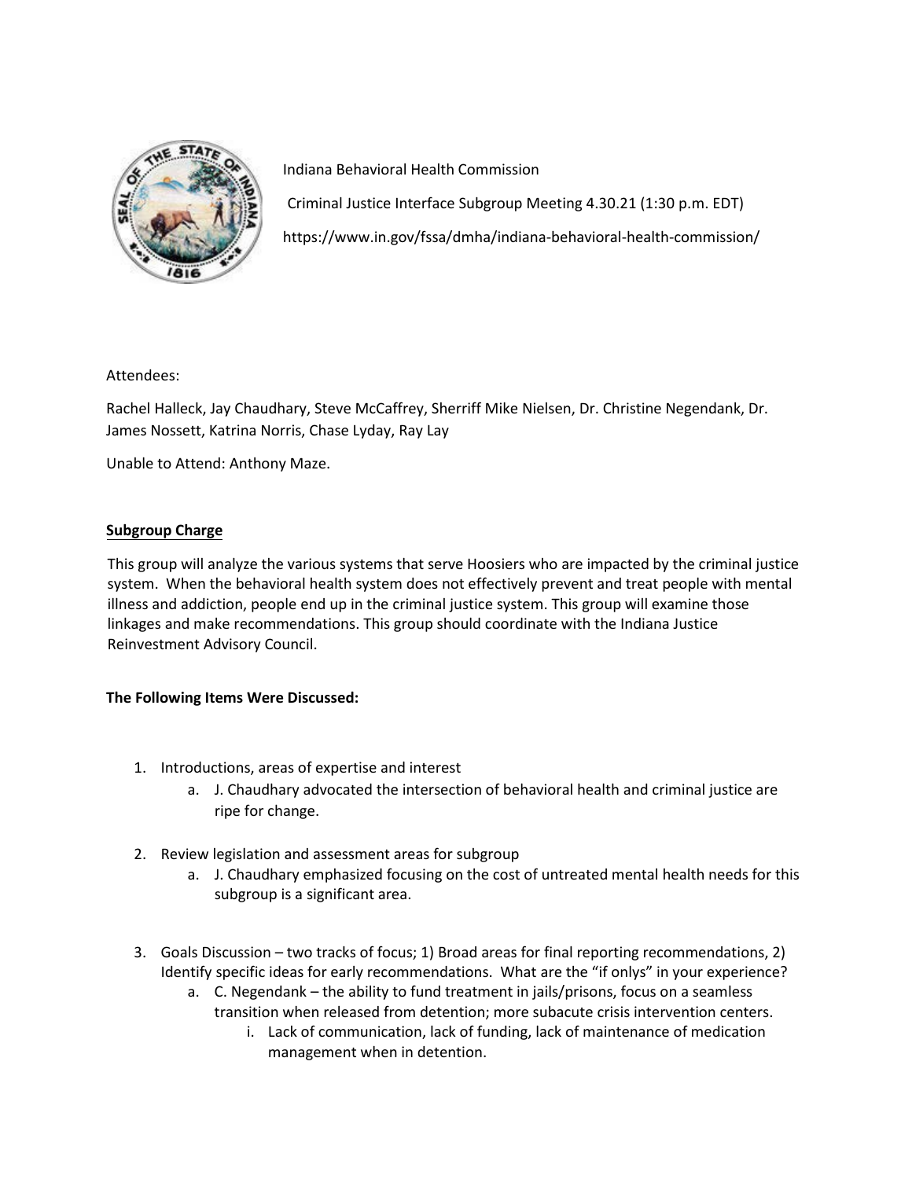Indiana Behavioral Health Commission

Criminal Justice Interface Subgroup Meeting 4.30.21 (1:30 p.m. EDT)

https://www.in.gov/fssa/dmha/indiana-behavioral-health-commission/

Attendees:

Rachel Halleck, Jay Chaudhary, Steve McCaffrey, Sherriff Mike Nielsen, Dr. Christine Negendank, Dr. James Nossett, Katrina Norris, Chase Lyday, Ray Lay

Unable to Attend: Anthony Maze.

## Subgroup Charge

This group will analyze the various systems that serve Hoosiers who are impacted by the criminal justice system. When the behavioral health system does not effectively prevent and treat people with mental illness and addiction, people end up in the criminal justice system. This group will examine those linkages and make recommendations. This group should coordinate with the Indiana Justice Reinvestment Advisory Council.

**The Following Items Were Discussed:**

1. Introductions, areas of expertise and interest
   a. J. Chaudhary advocated the intersection of behavioral health and criminal justice are ripe for change.
2. Review legislation and assessment areas for subgroup
   a. J. Chaudhary emphasized focusing on the cost of untreated mental health needs for this subgroup is a significant area.
3. Goals Discussion – two tracks of focus; 1) Broad areas for final reporting recommendations, 2) Identify specific ideas for early recommendations. What are the "if onlys" in your experience?
   a. C. Negendank – the ability to fund treatment in jails/prisons, focus on a seamless transition when released from detention; more subacute crisis intervention centers.
      i. Lack of communication, lack of funding, lack of maintenance of medication management when in detention.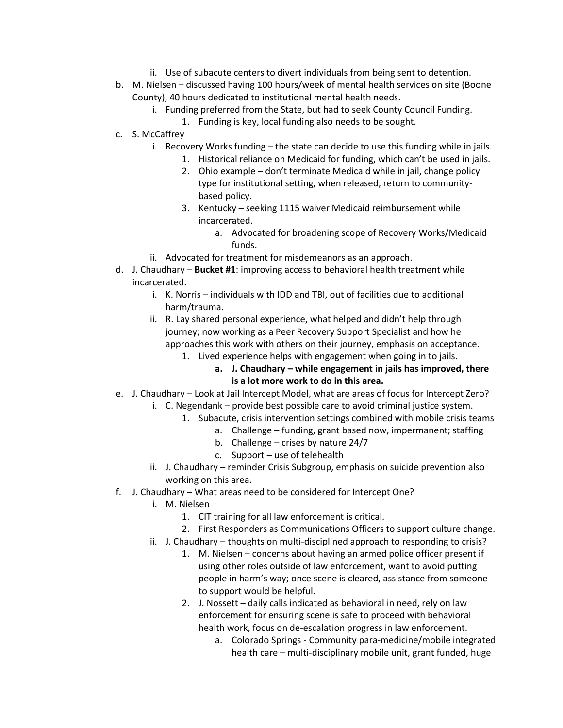ii. Use of subacute centers to divert individuals from being sent to detention.

b. M. Nielsen – discussed having 100 hours/week of mental health services on site (Boone County), 40 hours dedicated to institutional mental health needs.
    i. Funding preferred from the State, but had to seek County Council Funding.
        1. Funding is key, local funding also needs to be sought.

c. S. McCaffrey
    i. Recovery Works funding – the state can decide to use this funding while in jails.
        1. Historical reliance on Medicaid for funding, which can't be used in jails.
        2. Ohio example – don't terminate Medicaid while in jail, change policy type for institutional setting, when released, return to community-based policy.
        3. Kentucky – seeking 1115 waiver Medicaid reimbursement while incarcerated.
            a. Advocated for broadening scope of Recovery Works/Medicaid funds.
    ii. Advocated for treatment for misdemeanors as an approach.

d. J. Chaudhary – **Bucket #1**: improving access to behavioral health treatment while incarcerated.
    i. K. Norris – individuals with IDD and TBI, out of facilities due to additional harm/trauma.
    ii. R. Lay shared personal experience, what helped and didn't help through journey; now working as a Peer Recovery Support Specialist and how he approaches this work with others on their journey, emphasis on acceptance.
        1. Lived experience helps with engagement when going in to jails.
            a. **J. Chaudhary – while engagement in jails has improved, there is a lot more work to do in this area.**

e. J. Chaudhary – Look at Jail Intercept Model, what are areas of focus for Intercept Zero?
    i. C. Negendank – provide best possible care to avoid criminal justice system.
        1. Subacute, crisis intervention settings combined with mobile crisis teams
            a. Challenge – funding, grant based now, impermanent; staffing
            b. Challenge – crises by nature 24/7
            c. Support – use of telehealth
    ii. J. Chaudhary – reminder Crisis Subgroup, emphasis on suicide prevention also working on this area.

f. J. Chaudhary – What areas need to be considered for Intercept One?
    i. M. Nielsen
        1. CIT training for all law enforcement is critical.
        2. First Responders as Communications Officers to support culture change.
    ii. J. Chaudhary – thoughts on multi-disciplined approach to responding to crisis?
        1. M. Nielsen – concerns about having an armed police officer present if using other roles outside of law enforcement, want to avoid putting people in harm's way; once scene is cleared, assistance from someone to support would be helpful.
        2. J. Nossett – daily calls indicated as behavioral in need, rely on law enforcement for ensuring scene is safe to proceed with behavioral health work, focus on de-escalation progress in law enforcement.
            a. Colorado Springs - Community para-medicine/mobile integrated health care – multi-disciplinary mobile unit, grant funded, huge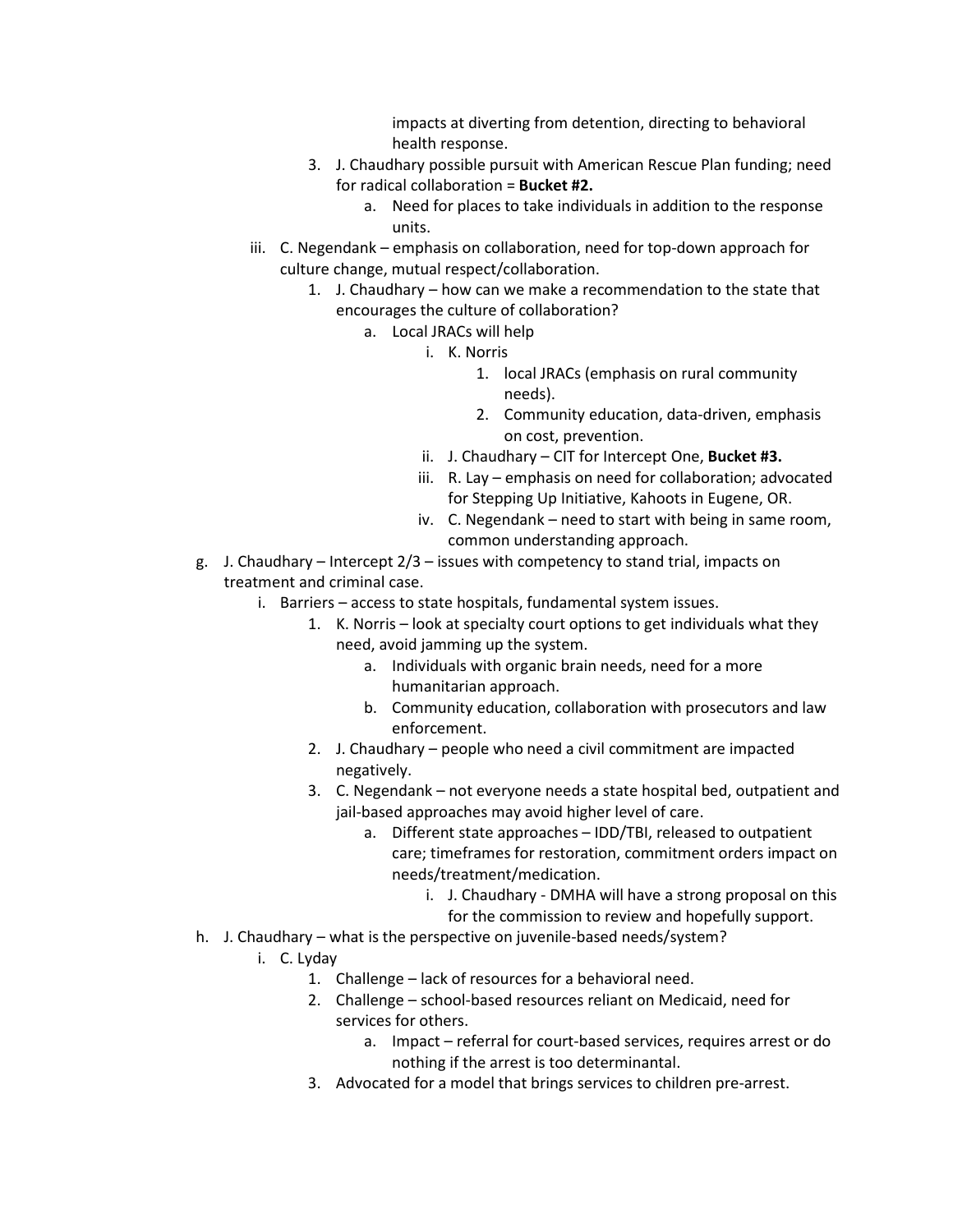impacts at diverting from detention, directing to behavioral health response.

3. J. Chaudhary possible pursuit with American Rescue Plan funding; need for radical collaboration = **Bucket #2.**
   a. Need for places to take individuals in addition to the response units.

iii. C. Negendank – emphasis on collaboration, need for top-down approach for culture change, mutual respect/collaboration.
   1. J. Chaudhary – how can we make a recommendation to the state that encourages the culture of collaboration?
      a. Local JRACs will help
         i. K. Norris
            1. local JRACs (emphasis on rural community needs).
            2. Community education, data-driven, emphasis on cost, prevention.
         ii. J. Chaudhary – CIT for Intercept One, **Bucket #3.**
         iii. R. Lay – emphasis on need for collaboration; advocated for Stepping Up Initiative, Kahoots in Eugene, OR.
         iv. C. Negendank – need to start with being in same room, common understanding approach.

g. J. Chaudhary – Intercept 2/3 – issues with competency to stand trial, impacts on treatment and criminal case.
   i. Barriers – access to state hospitals, fundamental system issues.
      1. K. Norris – look at specialty court options to get individuals what they need, avoid jamming up the system.
         a. Individuals with organic brain needs, need for a more humanitarian approach.
         b. Community education, collaboration with prosecutors and law enforcement.
      2. J. Chaudhary – people who need a civil commitment are impacted negatively.
      3. C. Negendank – not everyone needs a state hospital bed, outpatient and jail-based approaches may avoid higher level of care.
         a. Different state approaches – IDD/TBI, released to outpatient care; timeframes for restoration, commitment orders impact on needs/treatment/medication.
            i. J. Chaudhary - DMHA will have a strong proposal on this for the commission to review and hopefully support.

h. J. Chaudhary – what is the perspective on juvenile-based needs/system?
   i. C. Lyday
      1. Challenge – lack of resources for a behavioral need.
      2. Challenge – school-based resources reliant on Medicaid, need for services for others.
         a. Impact – referral for court-based services, requires arrest or do nothing if the arrest is too determinantal.
      3. Advocated for a model that brings services to children pre-arrest.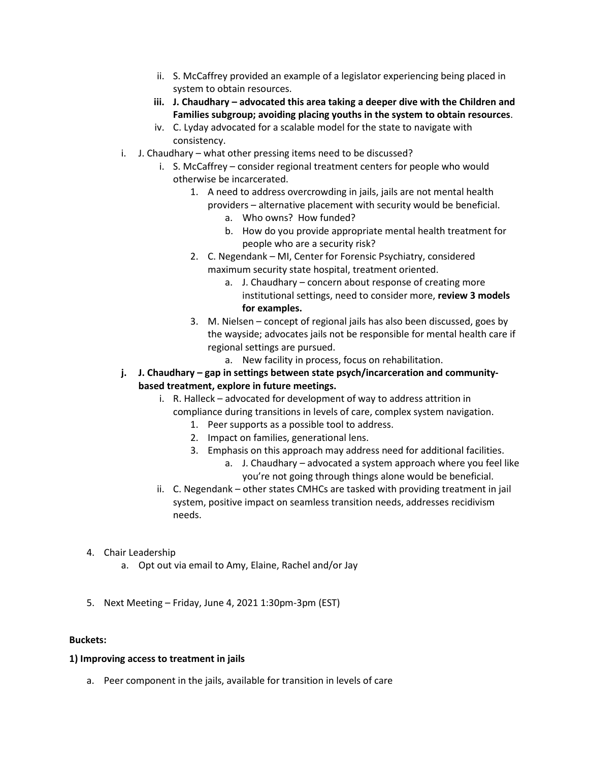ii. S. McCaffrey provided an example of a legislator experiencing being placed in system to obtain resources.

**iii. J. Chaudhary – advocated this area taking a deeper dive with the Children and Families subgroup; avoiding placing youths in the system to obtain resources**.

iv. C. Lyday advocated for a scalable model for the state to navigate with consistency.

i. J. Chaudhary – what other pressing items need to be discussed?

   i. S. McCaffrey – consider regional treatment centers for people who would otherwise be incarcerated.

      1. A need to address overcrowding in jails, jails are not mental health providers – alternative placement with security would be beneficial.
         a. Who owns? How funded?
         b. How do you provide appropriate mental health treatment for people who are a security risk?
      2. C. Negendank – MI, Center for Forensic Psychiatry, considered maximum security state hospital, treatment oriented.
         a. J. Chaudhary – concern about response of creating more institutional settings, need to consider more, **review 3 models for examples.**
      3. M. Nielsen – concept of regional jails has also been discussed, goes by the wayside; advocates jails not be responsible for mental health care if regional settings are pursued.
         a. New facility in process, focus on rehabilitation.

**j. J. Chaudhary – gap in settings between state psych/incarceration and community-based treatment, explore in future meetings.**

   i. R. Halleck – advocated for development of way to address attrition in compliance during transitions in levels of care, complex system navigation.

      1. Peer supports as a possible tool to address.
      2. Impact on families, generational lens.
      3. Emphasis on this approach may address need for additional facilities.
         a. J. Chaudhary – advocated a system approach where you feel like you're not going through things alone would be beneficial.

   ii. C. Negendank – other states CMHCs are tasked with providing treatment in jail system, positive impact on seamless transition needs, addresses recidivism needs.

4. Chair Leadership
   a. Opt out via email to Amy, Elaine, Rachel and/or Jay

5. Next Meeting – Friday, June 4, 2021 1:30pm-3pm (EST)

**Buckets:**

**1) Improving access to treatment in jails**

a. Peer component in the jails, available for transition in levels of care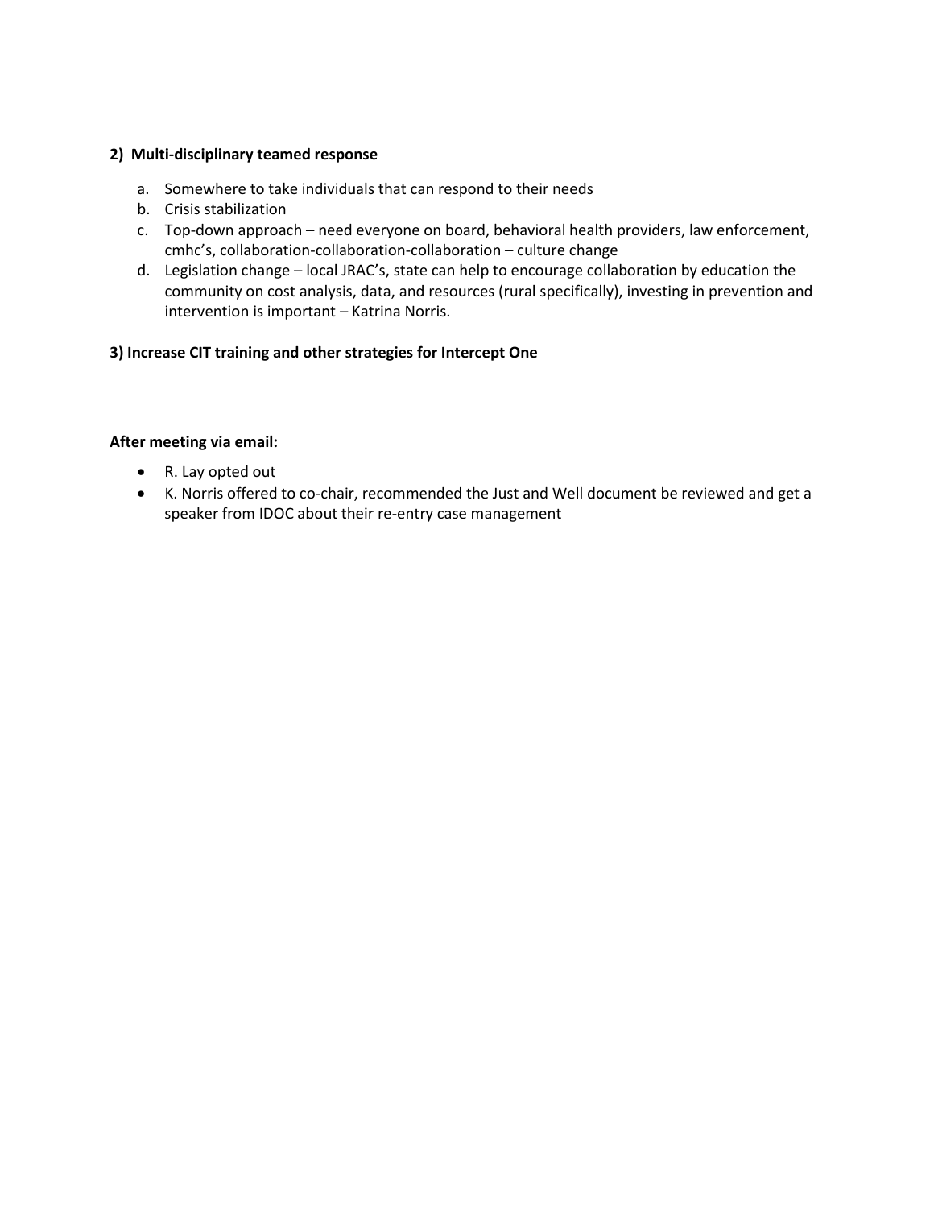**2) Multi-disciplinary teamed response**

a. Somewhere to take individuals that can respond to their needs
b. Crisis stabilization
c. Top-down approach – need everyone on board, behavioral health providers, law enforcement, cmhc's, collaboration-collaboration-collaboration – culture change
d. Legislation change – local JRAC's, state can help to encourage collaboration by education the community on cost analysis, data, and resources (rural specifically), investing in prevention and intervention is important – Katrina Norris.

**3) Increase CIT training and other strategies for Intercept One**

**After meeting via email:**

- R. Lay opted out
- K. Norris offered to co-chair, recommended the Just and Well document be reviewed and get a speaker from IDOC about their re-entry case management